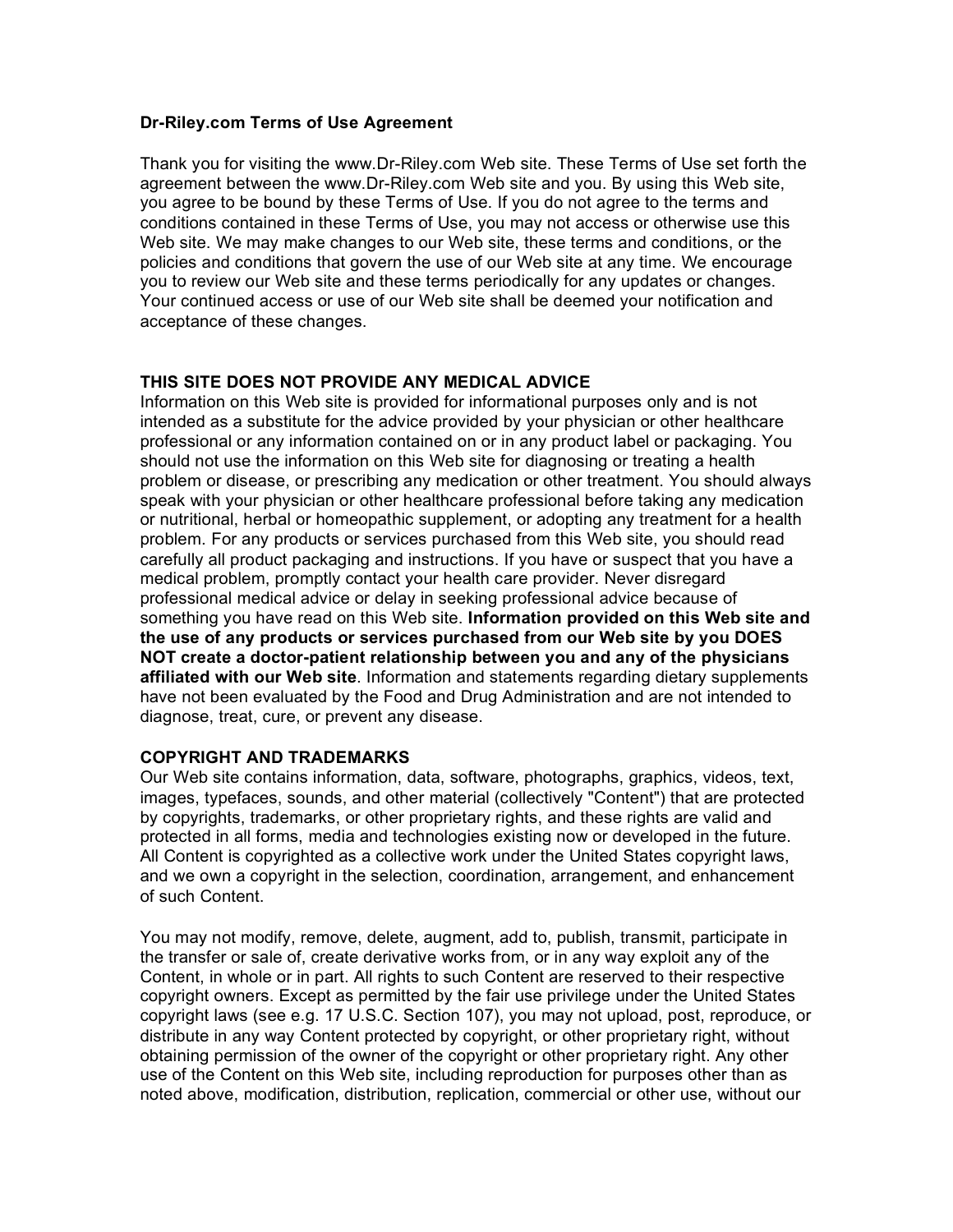**Dr-Riley.com Terms of Use Agreement**

Thank you for visiting the www.Dr-Riley.com Web site. These Terms of Use set forth the agreement between the www.Dr-Riley.com Web site and you. By using this Web site, you agree to be bound by these Terms of Use. If you do not agree to the terms and conditions contained in these Terms of Use, you may not access or otherwise use this Web site. We may make changes to our Web site, these terms and conditions, or the policies and conditions that govern the use of our Web site at any time. We encourage you to review our Web site and these terms periodically for any updates or changes. Your continued access or use of our Web site shall be deemed your notification and acceptance of these changes.

**THIS SITE DOES NOT PROVIDE ANY MEDICAL ADVICE**

Information on this Web site is provided for informational purposes only and is not intended as a substitute for the advice provided by your physician or other healthcare professional or any information contained on or in any product label or packaging. You should not use the information on this Web site for diagnosing or treating a health problem or disease, or prescribing any medication or other treatment. You should always speak with your physician or other healthcare professional before taking any medication or nutritional, herbal or homeopathic supplement, or adopting any treatment for a health problem. For any products or services purchased from this Web site, you should read carefully all product packaging and instructions. If you have or suspect that you have a medical problem, promptly contact your health care provider. Never disregard professional medical advice or delay in seeking professional advice because of something you have read on this Web site. **Information provided on this Web site and the use of any products or services purchased from our Web site by you DOES NOT create a doctor-patient relationship between you and any of the physicians affiliated with our Web site**. Information and statements regarding dietary supplements have not been evaluated by the Food and Drug Administration and are not intended to diagnose, treat, cure, or prevent any disease.

**COPYRIGHT AND TRADEMARKS**

Our Web site contains information, data, software, photographs, graphics, videos, text, images, typefaces, sounds, and other material (collectively "Content") that are protected by copyrights, trademarks, or other proprietary rights, and these rights are valid and protected in all forms, media and technologies existing now or developed in the future. All Content is copyrighted as a collective work under the United States copyright laws, and we own a copyright in the selection, coordination, arrangement, and enhancement of such Content.

You may not modify, remove, delete, augment, add to, publish, transmit, participate in the transfer or sale of, create derivative works from, or in any way exploit any of the Content, in whole or in part. All rights to such Content are reserved to their respective copyright owners. Except as permitted by the fair use privilege under the United States copyright laws (see e.g. 17 U.S.C. Section 107), you may not upload, post, reproduce, or distribute in any way Content protected by copyright, or other proprietary right, without obtaining permission of the owner of the copyright or other proprietary right. Any other use of the Content on this Web site, including reproduction for purposes other than as noted above, modification, distribution, replication, commercial or other use, without our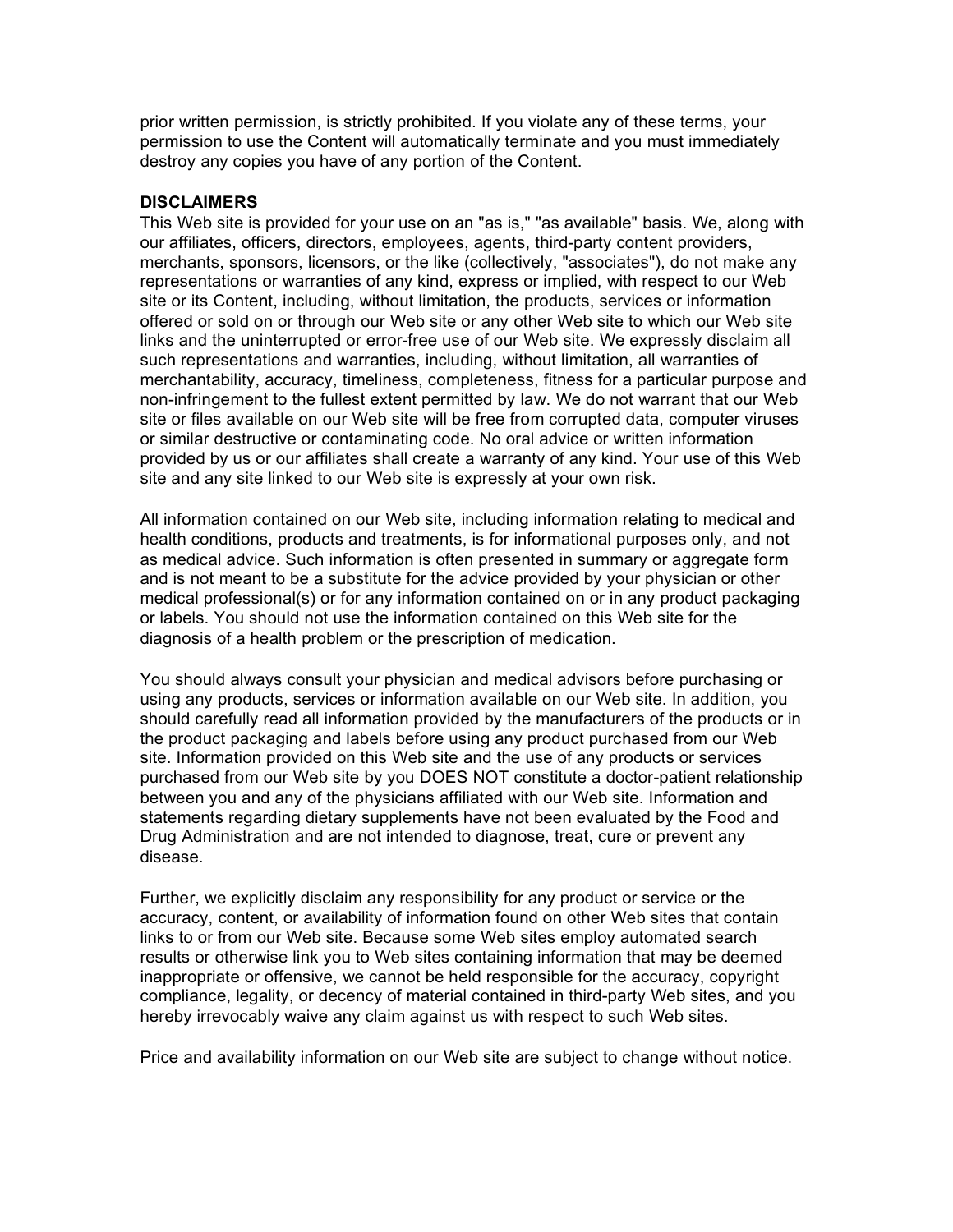prior written permission, is strictly prohibited. If you violate any of these terms, your permission to use the Content will automatically terminate and you must immediately destroy any copies you have of any portion of the Content.

**DISCLAIMERS**

This Web site is provided for your use on an "as is," "as available" basis. We, along with our affiliates, officers, directors, employees, agents, third-party content providers, merchants, sponsors, licensors, or the like (collectively, "associates"), do not make any representations or warranties of any kind, express or implied, with respect to our Web site or its Content, including, without limitation, the products, services or information offered or sold on or through our Web site or any other Web site to which our Web site links and the uninterrupted or error-free use of our Web site. We expressly disclaim all such representations and warranties, including, without limitation, all warranties of merchantability, accuracy, timeliness, completeness, fitness for a particular purpose and non-infringement to the fullest extent permitted by law. We do not warrant that our Web site or files available on our Web site will be free from corrupted data, computer viruses or similar destructive or contaminating code. No oral advice or written information provided by us or our affiliates shall create a warranty of any kind. Your use of this Web site and any site linked to our Web site is expressly at your own risk.

All information contained on our Web site, including information relating to medical and health conditions, products and treatments, is for informational purposes only, and not as medical advice. Such information is often presented in summary or aggregate form and is not meant to be a substitute for the advice provided by your physician or other medical professional(s) or for any information contained on or in any product packaging or labels. You should not use the information contained on this Web site for the diagnosis of a health problem or the prescription of medication.

You should always consult your physician and medical advisors before purchasing or using any products, services or information available on our Web site. In addition, you should carefully read all information provided by the manufacturers of the products or in the product packaging and labels before using any product purchased from our Web site. Information provided on this Web site and the use of any products or services purchased from our Web site by you DOES NOT constitute a doctor-patient relationship between you and any of the physicians affiliated with our Web site. Information and statements regarding dietary supplements have not been evaluated by the Food and Drug Administration and are not intended to diagnose, treat, cure or prevent any disease.

Further, we explicitly disclaim any responsibility for any product or service or the accuracy, content, or availability of information found on other Web sites that contain links to or from our Web site. Because some Web sites employ automated search results or otherwise link you to Web sites containing information that may be deemed inappropriate or offensive, we cannot be held responsible for the accuracy, copyright compliance, legality, or decency of material contained in third-party Web sites, and you hereby irrevocably waive any claim against us with respect to such Web sites.

Price and availability information on our Web site are subject to change without notice.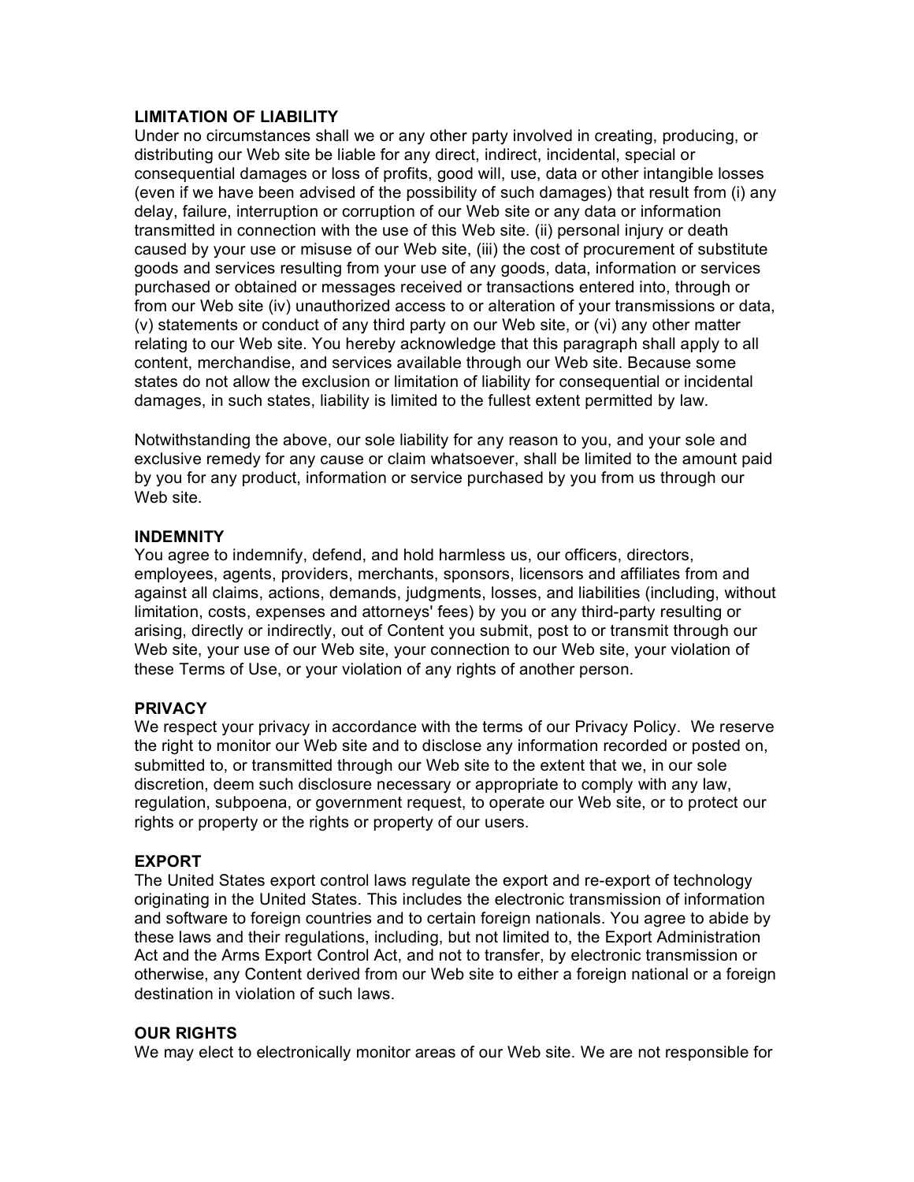**LIMITATION OF LIABILITY**
Under no circumstances shall we or any other party involved in creating, producing, or distributing our Web site be liable for any direct, indirect, incidental, special or consequential damages or loss of profits, good will, use, data or other intangible losses (even if we have been advised of the possibility of such damages) that result from (i) any delay, failure, interruption or corruption of our Web site or any data or information transmitted in connection with the use of this Web site. (ii) personal injury or death caused by your use or misuse of our Web site, (iii) the cost of procurement of substitute goods and services resulting from your use of any goods, data, information or services purchased or obtained or messages received or transactions entered into, through or from our Web site (iv) unauthorized access to or alteration of your transmissions or data, (v) statements or conduct of any third party on our Web site, or (vi) any other matter relating to our Web site. You hereby acknowledge that this paragraph shall apply to all content, merchandise, and services available through our Web site. Because some states do not allow the exclusion or limitation of liability for consequential or incidental damages, in such states, liability is limited to the fullest extent permitted by law.

Notwithstanding the above, our sole liability for any reason to you, and your sole and exclusive remedy for any cause or claim whatsoever, shall be limited to the amount paid by you for any product, information or service purchased by you from us through our Web site.

**INDEMNITY**
You agree to indemnify, defend, and hold harmless us, our officers, directors, employees, agents, providers, merchants, sponsors, licensors and affiliates from and against all claims, actions, demands, judgments, losses, and liabilities (including, without limitation, costs, expenses and attorneys' fees) by you or any third-party resulting or arising, directly or indirectly, out of Content you submit, post to or transmit through our Web site, your use of our Web site, your connection to our Web site, your violation of these Terms of Use, or your violation of any rights of another person.

**PRIVACY**
We respect your privacy in accordance with the terms of our Privacy Policy. We reserve the right to monitor our Web site and to disclose any information recorded or posted on, submitted to, or transmitted through our Web site to the extent that we, in our sole discretion, deem such disclosure necessary or appropriate to comply with any law, regulation, subpoena, or government request, to operate our Web site, or to protect our rights or property or the rights or property of our users.

**EXPORT**
The United States export control laws regulate the export and re-export of technology originating in the United States. This includes the electronic transmission of information and software to foreign countries and to certain foreign nationals. You agree to abide by these laws and their regulations, including, but not limited to, the Export Administration Act and the Arms Export Control Act, and not to transfer, by electronic transmission or otherwise, any Content derived from our Web site to either a foreign national or a foreign destination in violation of such laws.

**OUR RIGHTS**
We may elect to electronically monitor areas of our Web site. We are not responsible for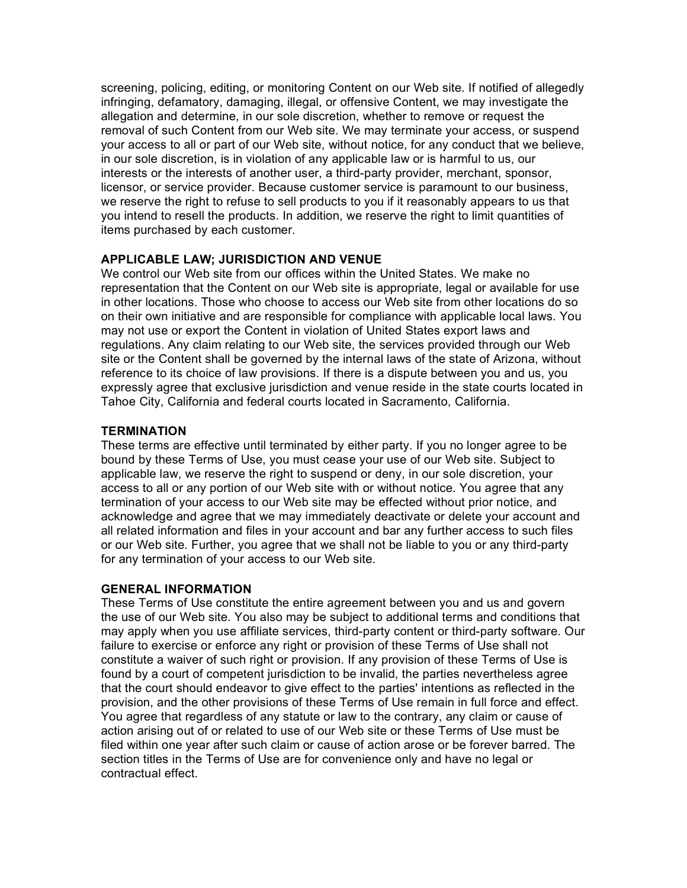screening, policing, editing, or monitoring Content on our Web site. If notified of allegedly infringing, defamatory, damaging, illegal, or offensive Content, we may investigate the allegation and determine, in our sole discretion, whether to remove or request the removal of such Content from our Web site. We may terminate your access, or suspend your access to all or part of our Web site, without notice, for any conduct that we believe, in our sole discretion, is in violation of any applicable law or is harmful to us, our interests or the interests of another user, a third-party provider, merchant, sponsor, licensor, or service provider. Because customer service is paramount to our business, we reserve the right to refuse to sell products to you if it reasonably appears to us that you intend to resell the products. In addition, we reserve the right to limit quantities of items purchased by each customer.

**APPLICABLE LAW; JURISDICTION AND VENUE**

We control our Web site from our offices within the United States. We make no representation that the Content on our Web site is appropriate, legal or available for use in other locations. Those who choose to access our Web site from other locations do so on their own initiative and are responsible for compliance with applicable local laws. You may not use or export the Content in violation of United States export laws and regulations. Any claim relating to our Web site, the services provided through our Web site or the Content shall be governed by the internal laws of the state of Arizona, without reference to its choice of law provisions. If there is a dispute between you and us, you expressly agree that exclusive jurisdiction and venue reside in the state courts located in Tahoe City, California and federal courts located in Sacramento, California.

**TERMINATION**

These terms are effective until terminated by either party. If you no longer agree to be bound by these Terms of Use, you must cease your use of our Web site. Subject to applicable law, we reserve the right to suspend or deny, in our sole discretion, your access to all or any portion of our Web site with or without notice. You agree that any termination of your access to our Web site may be effected without prior notice, and acknowledge and agree that we may immediately deactivate or delete your account and all related information and files in your account and bar any further access to such files or our Web site. Further, you agree that we shall not be liable to you or any third-party for any termination of your access to our Web site.

**GENERAL INFORMATION**

These Terms of Use constitute the entire agreement between you and us and govern the use of our Web site. You also may be subject to additional terms and conditions that may apply when you use affiliate services, third-party content or third-party software. Our failure to exercise or enforce any right or provision of these Terms of Use shall not constitute a waiver of such right or provision. If any provision of these Terms of Use is found by a court of competent jurisdiction to be invalid, the parties nevertheless agree that the court should endeavor to give effect to the parties' intentions as reflected in the provision, and the other provisions of these Terms of Use remain in full force and effect. You agree that regardless of any statute or law to the contrary, any claim or cause of action arising out of or related to use of our Web site or these Terms of Use must be filed within one year after such claim or cause of action arose or be forever barred. The section titles in the Terms of Use are for convenience only and have no legal or contractual effect.